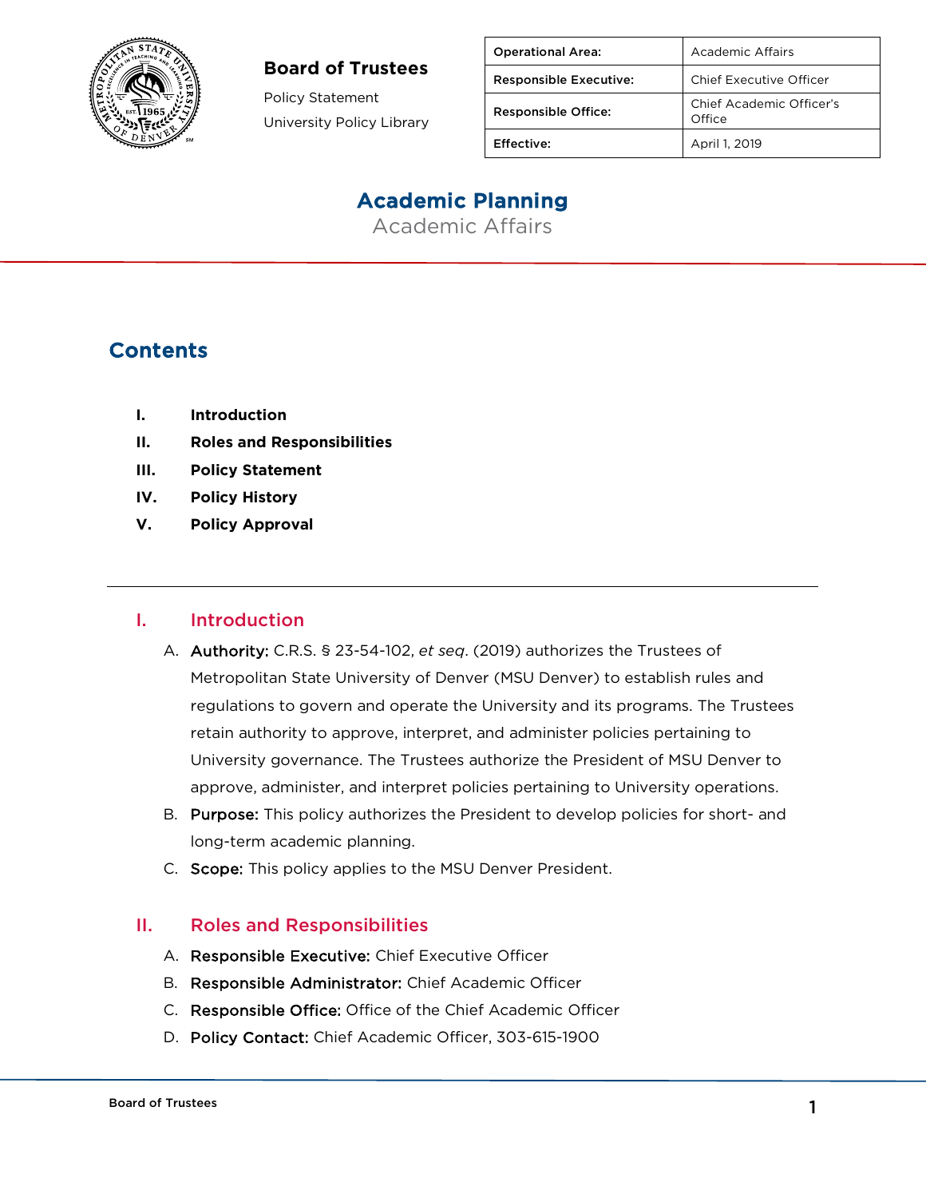**Board of Trustees**

Policy Statement

University Policy Library

| Operational Area: | Academic Affairs |
| --- | --- |
| Responsible Executive: | Chief Executive Officer |
| Responsible Office: | Chief Academic Officer's Office |
| Effective: | April 1, 2019 |

# Academic Planning

Academic Affairs

## Contents

I. **Introduction**

II. **Roles and Responsibilities**

III. **Policy Statement**

IV. **Policy History**

V. **Policy Approval**

---

## I. Introduction

A. **Authority:** C.R.S. § 23-54-102, *et seq*. (2019) authorizes the Trustees of Metropolitan State University of Denver (MSU Denver) to establish rules and regulations to govern and operate the University and its programs. The Trustees retain authority to approve, interpret, and administer policies pertaining to University governance. The Trustees authorize the President of MSU Denver to approve, administer, and interpret policies pertaining to University operations.

B. **Purpose:** This policy authorizes the President to develop policies for short- and long-term academic planning.

C. **Scope:** This policy applies to the MSU Denver President.

## II. Roles and Responsibilities

A. **Responsible Executive:** Chief Executive Officer

B. **Responsible Administrator:** Chief Academic Officer

C. **Responsible Office:** Office of the Chief Academic Officer

D. **Policy Contact:** Chief Academic Officer, 303-615-1900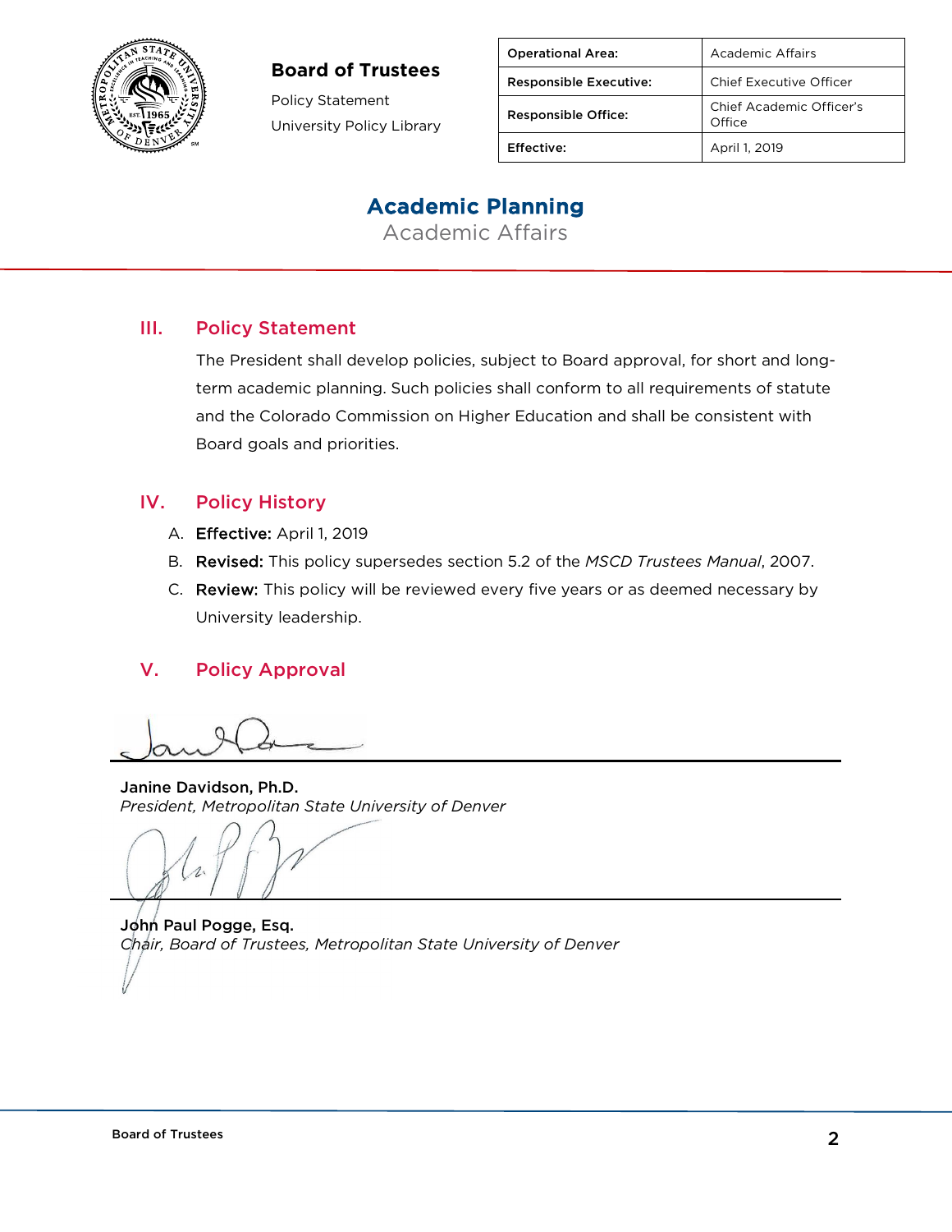**Board of Trustees**

Policy Statement

University Policy Library

| | |
|---|---|
| **Operational Area:** | Academic Affairs |
| **Responsible Executive:** | Chief Executive Officer |
| **Responsible Office:** | Chief Academic Officer's Office |
| **Effective:** | April 1, 2019 |

# Academic Planning

Academic Affairs

## III. Policy Statement

The President shall develop policies, subject to Board approval, for short and long-term academic planning. Such policies shall conform to all requirements of statute and the Colorado Commission on Higher Education and shall be consistent with Board goals and priorities.

## IV. Policy History

A. **Effective:** April 1, 2019

B. **Revised:** This policy supersedes section 5.2 of the *MSCD Trustees Manual*, 2007.

C. **Review:** This policy will be reviewed every five years or as deemed necessary by University leadership.

## V. Policy Approval

**Janine Davidson, Ph.D.**
*President, Metropolitan State University of Denver*

**John Paul Pogge, Esq.**
*Chair, Board of Trustees, Metropolitan State University of Denver*